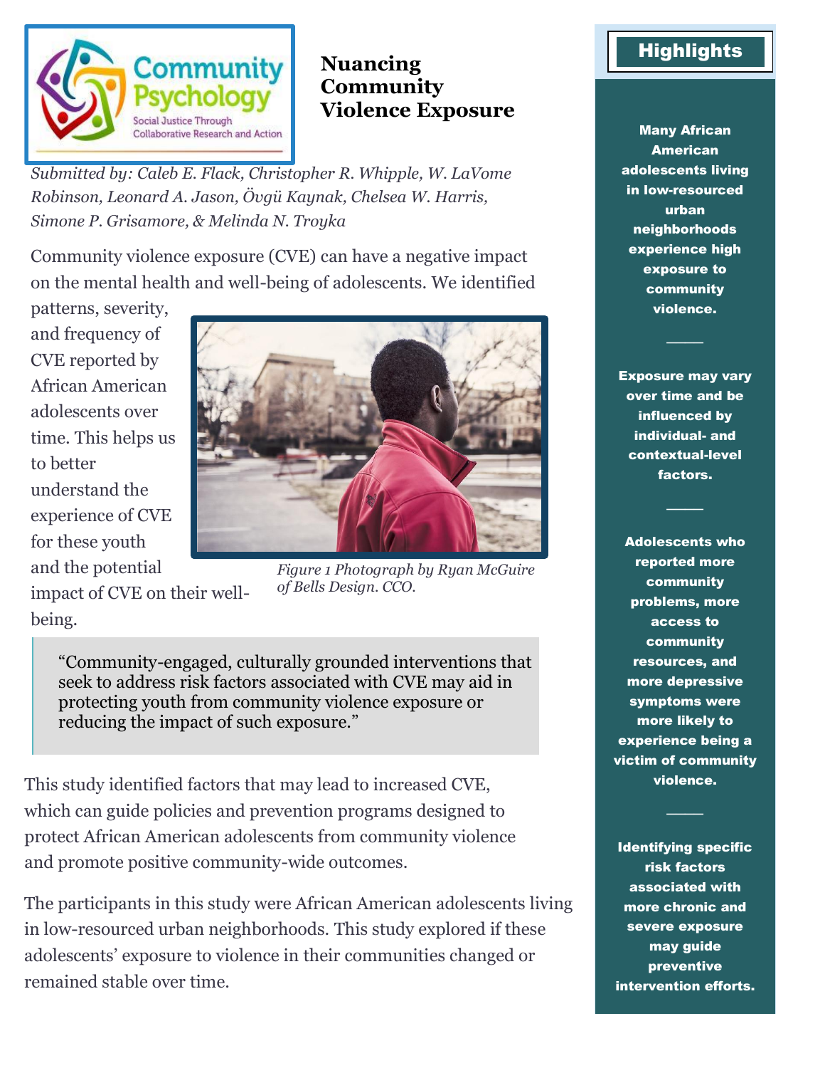# Nuancing Community Violence Exposure

*Submitted by: Caleb E. Flack, Christopher R. Whipple, W. LaVome Robinson, Leonard A. Jason, Övgü Kaynak, Chelsea W. Harris, Simone P. Grisamore, & Melinda N. Troyka*

Community violence exposure (CVE) can have a negative impact on the mental health and well-being of adolescents. We identified patterns, severity, and frequency of CVE reported by African American adolescents over time. This helps us to better understand the experience of CVE for these youth and the potential impact of CVE on their well-being.

*Figure 1 Photograph by Ryan McGuire of Bells Design. CCO.*

> "Community-engaged, culturally grounded interventions that seek to address risk factors associated with CVE may aid in protecting youth from community violence exposure or reducing the impact of such exposure."

This study identified factors that may lead to increased CVE, which can guide policies and prevention programs designed to protect African American adolescents from community violence and promote positive community-wide outcomes.

The participants in this study were African American adolescents living in low-resourced urban neighborhoods. This study explored if these adolescents' exposure to violence in their communities changed or remained stable over time.

## Highlights

**Many African American adolescents living in low-resourced urban neighborhoods experience high exposure to community violence.**

**Exposure may vary over time and be influenced by individual- and contextual-level factors.**

**Adolescents who reported more community problems, more access to community resources, and more depressive symptoms were more likely to experience being a victim of community violence.**

**Identifying specific risk factors associated with more chronic and severe exposure may guide preventive intervention efforts.**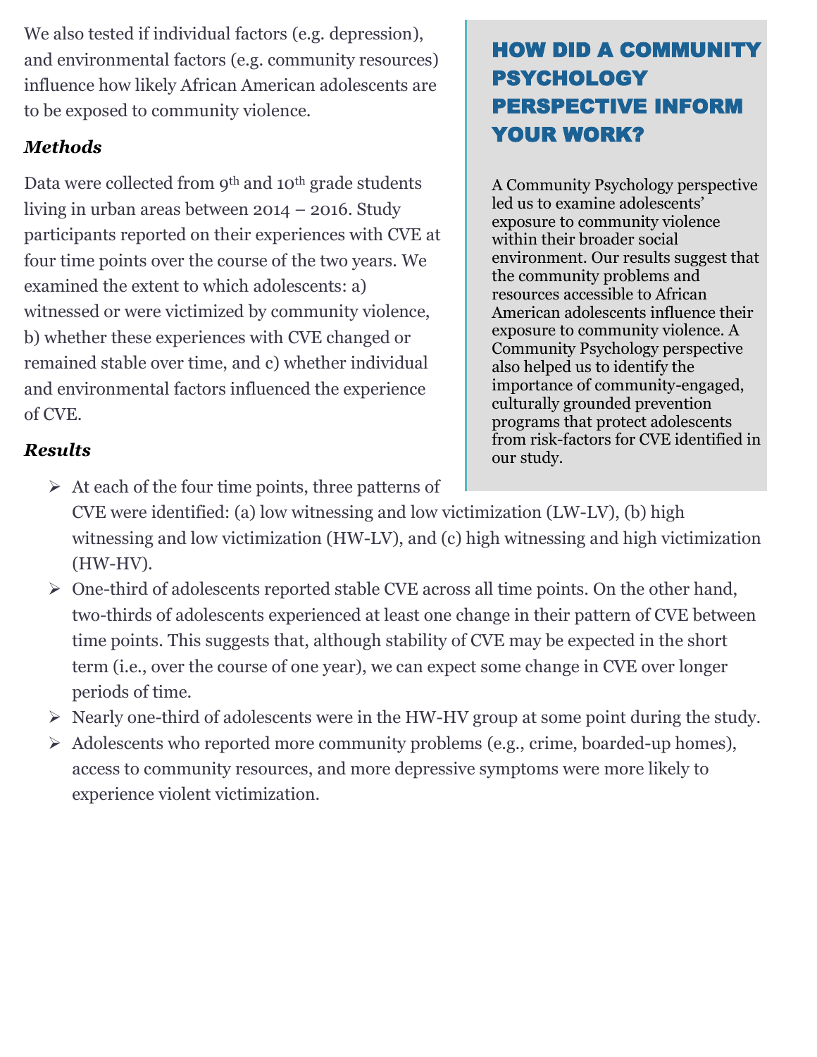We also tested if individual factors (e.g. depression), and environmental factors (e.g. community resources) influence how likely African American adolescents are to be exposed to community violence.

### *Methods*

Data were collected from 9th and 10th grade students living in urban areas between 2014 – 2016. Study participants reported on their experiences with CVE at four time points over the course of the two years. We examined the extent to which adolescents: a) witnessed or were victimized by community violence, b) whether these experiences with CVE changed or remained stable over time, and c) whether individual and environmental factors influenced the experience of CVE.

### *Results*

- At each of the four time points, three patterns of CVE were identified: (a) low witnessing and low victimization (LW-LV), (b) high witnessing and low victimization (HW-LV), and (c) high witnessing and high victimization (HW-HV).
- One-third of adolescents reported stable CVE across all time points. On the other hand, two-thirds of adolescents experienced at least one change in their pattern of CVE between time points. This suggests that, although stability of CVE may be expected in the short term (i.e., over the course of one year), we can expect some change in CVE over longer periods of time.
- Nearly one-third of adolescents were in the HW-HV group at some point during the study.
- Adolescents who reported more community problems (e.g., crime, boarded-up homes), access to community resources, and more depressive symptoms were more likely to experience violent victimization.

## HOW DID A COMMUNITY PSYCHOLOGY PERSPECTIVE INFORM YOUR WORK?

A Community Psychology perspective led us to examine adolescents' exposure to community violence within their broader social environment. Our results suggest that the community problems and resources accessible to African American adolescents influence their exposure to community violence. A Community Psychology perspective also helped us to identify the importance of community-engaged, culturally grounded prevention programs that protect adolescents from risk-factors for CVE identified in our study.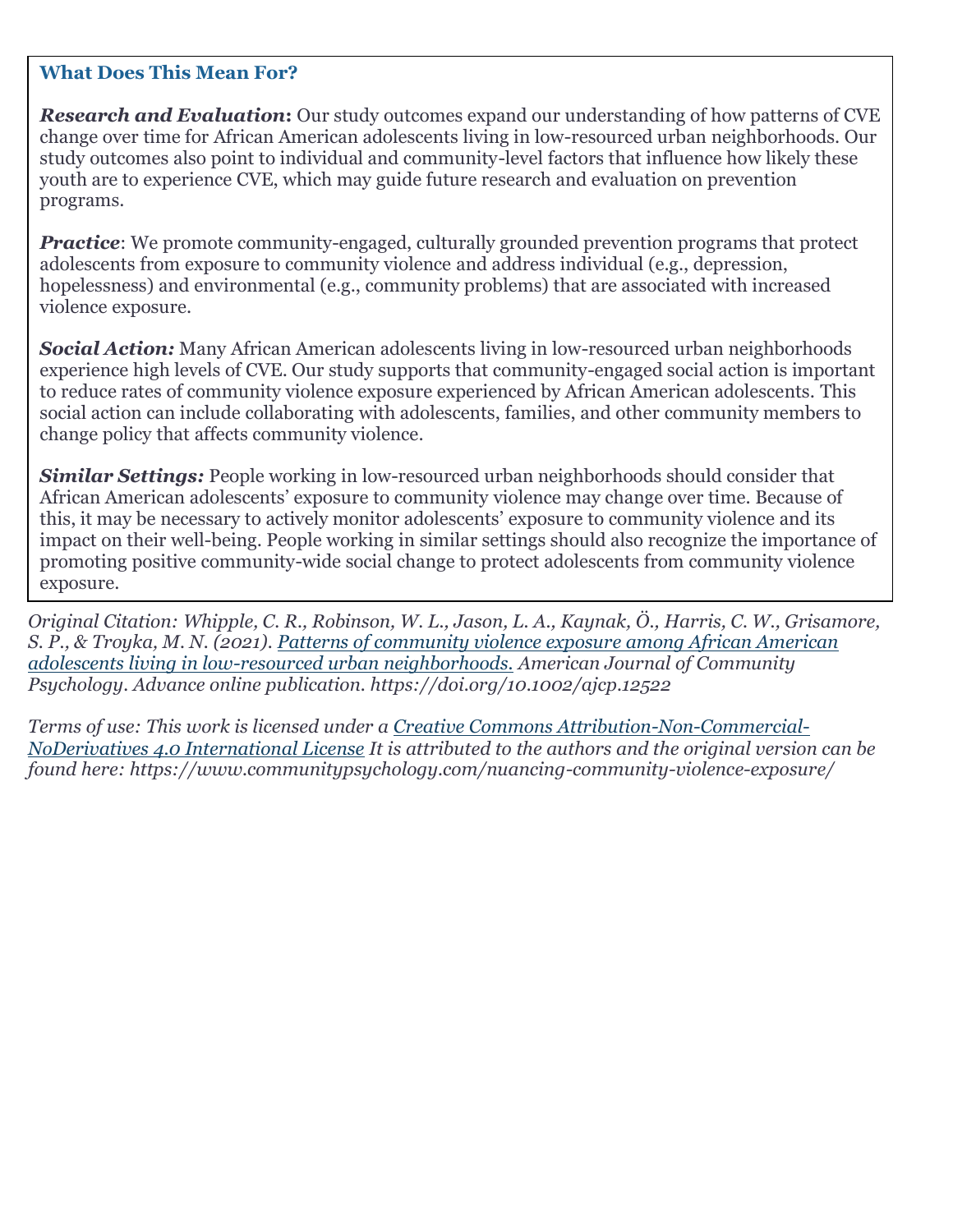### What Does This Mean For?

***Research and Evaluation*****:** Our study outcomes expand our understanding of how patterns of CVE change over time for African American adolescents living in low-resourced urban neighborhoods. Our study outcomes also point to individual and community-level factors that influence how likely these youth are to experience CVE, which may guide future research and evaluation on prevention programs.

***Practice***: We promote community-engaged, culturally grounded prevention programs that protect adolescents from exposure to community violence and address individual (e.g., depression, hopelessness) and environmental (e.g., community problems) that are associated with increased violence exposure.

***Social Action:*** Many African American adolescents living in low-resourced urban neighborhoods experience high levels of CVE. Our study supports that community-engaged social action is important to reduce rates of community violence exposure experienced by African American adolescents. This social action can include collaborating with adolescents, families, and other community members to change policy that affects community violence.

***Similar Settings:*** People working in low-resourced urban neighborhoods should consider that African American adolescents' exposure to community violence may change over time. Because of this, it may be necessary to actively monitor adolescents' exposure to community violence and its impact on their well-being. People working in similar settings should also recognize the importance of promoting positive community-wide social change to protect adolescents from community violence exposure.

*Original Citation: Whipple, C. R., Robinson, W. L., Jason, L. A., Kaynak, Ö., Harris, C. W., Grisamore, S. P., & Troyka, M. N. (2021). Patterns of community violence exposure among African American adolescents living in low-resourced urban neighborhoods. American Journal of Community Psychology. Advance online publication. https://doi.org/10.1002/ajcp.12522*

*Terms of use: This work is licensed under a Creative Commons Attribution-Non-Commercial-NoDerivatives 4.0 International License It is attributed to the authors and the original version can be found here: https://www.communitypsychology.com/nuancing-community-violence-exposure/*